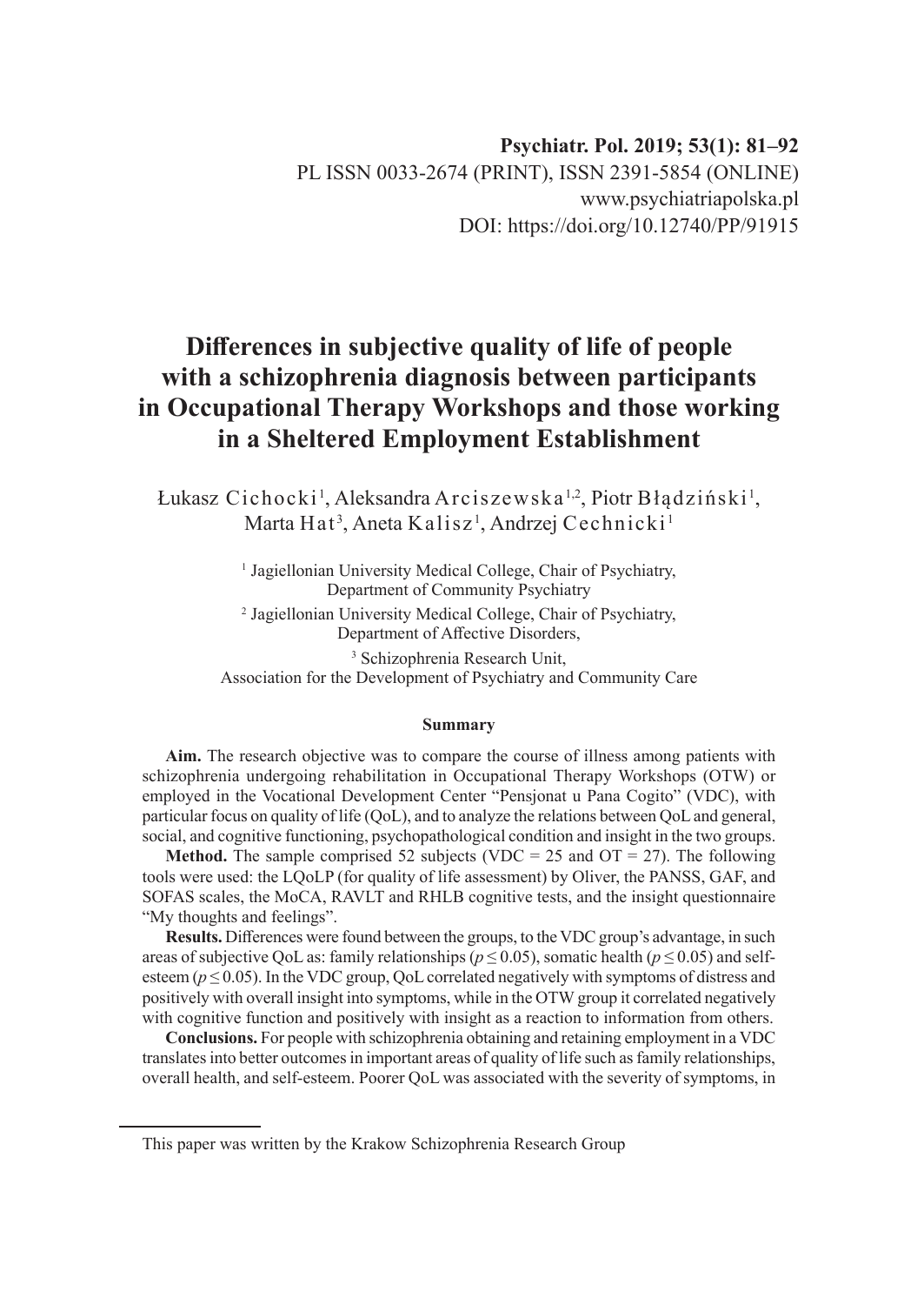# Differences in subjective quality of life of people with a schizophrenia diagnosis between participants in Occupational Therapy Workshops and those working in a Sheltered Employment Establishment

Łukasz Cichocki[1], Aleksandra Arciszewska[1,2], Piotr Błądziński[1], Marta Hat[3], Aneta Kalisz[1], Andrzej Cechnicki[1]

[1] Jagiellonian University Medical College, Chair of Psychiatry, Department of Community Psychiatry

[2] Jagiellonian University Medical College, Chair of Psychiatry, Department of Affective Disorders,

[3] Schizophrenia Research Unit, Association for the Development of Psychiatry and Community Care

## Summary

**Aim.** The research objective was to compare the course of illness among patients with schizophrenia undergoing rehabilitation in Occupational Therapy Workshops (OTW) or employed in the Vocational Development Center "Pensjonat u Pana Cogito" (VDC), with particular focus on quality of life (QoL), and to analyze the relations between QoL and general, social, and cognitive functioning, psychopathological condition and insight in the two groups.

**Method.** The sample comprised 52 subjects (VDC = 25 and OT = 27). The following tools were used: the LQoLP (for quality of life assessment) by Oliver, the PANSS, GAF, and SOFAS scales, the MoCA, RAVLT and RHLB cognitive tests, and the insight questionnaire "My thoughts and feelings".

**Results.** Differences were found between the groups, to the VDC group's advantage, in such areas of subjective QoL as: family relationships ($p \leq 0.05$), somatic health ($p \leq 0.05$) and self-esteem ($p \leq 0.05$). In the VDC group, QoL correlated negatively with symptoms of distress and positively with overall insight into symptoms, while in the OTW group it correlated negatively with cognitive function and positively with insight as a reaction to information from others.

**Conclusions.** For people with schizophrenia obtaining and retaining employment in a VDC translates into better outcomes in important areas of quality of life such as family relationships, overall health, and self-esteem. Poorer QoL was associated with the severity of symptoms, in

---

This paper was written by the Krakow Schizophrenia Research Group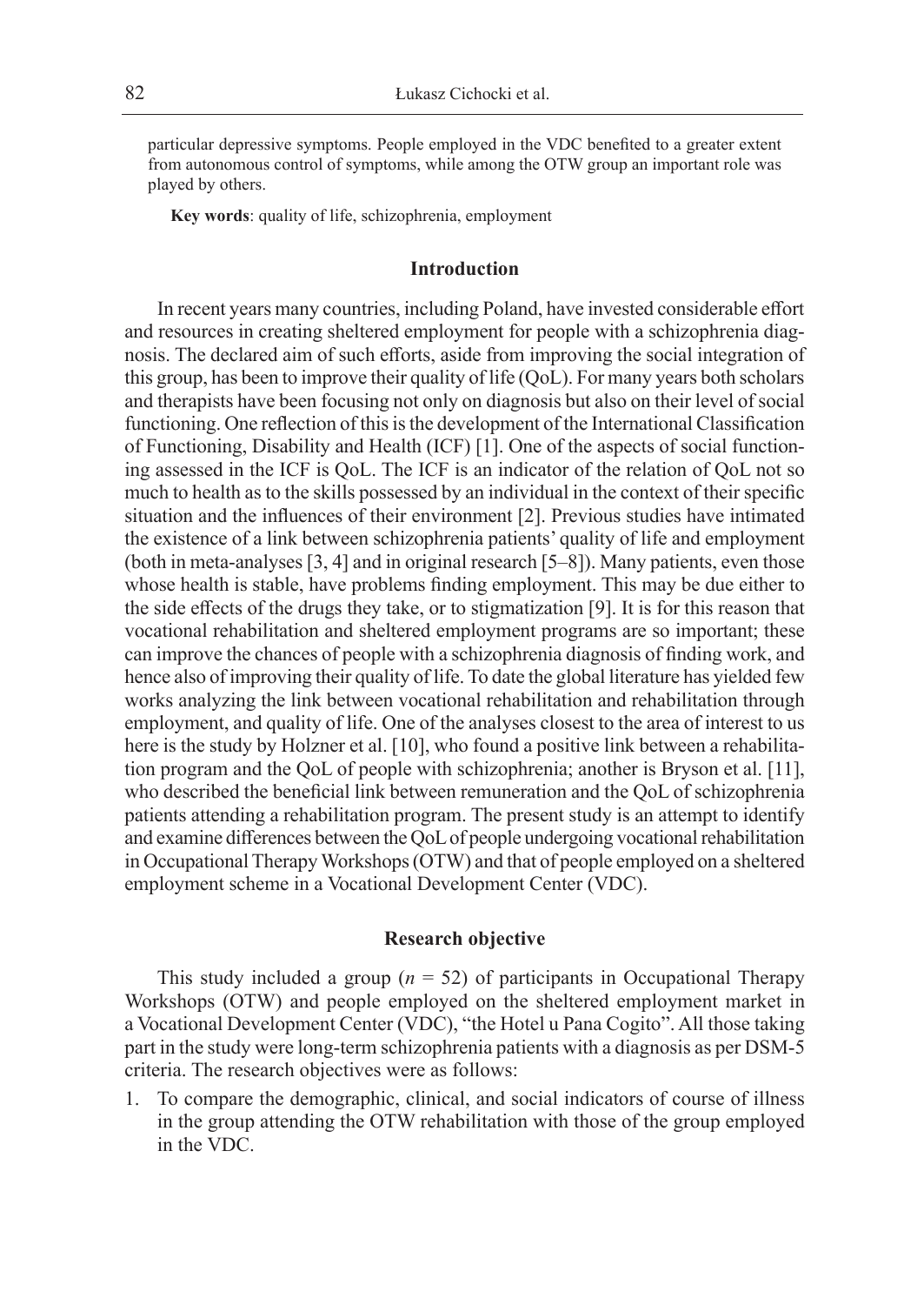particular depressive symptoms. People employed in the VDC benefited to a greater extent from autonomous control of symptoms, while among the OTW group an important role was played by others.

**Key words**: quality of life, schizophrenia, employment

## Introduction

In recent years many countries, including Poland, have invested considerable effort and resources in creating sheltered employment for people with a schizophrenia diagnosis. The declared aim of such efforts, aside from improving the social integration of this group, has been to improve their quality of life (QoL). For many years both scholars and therapists have been focusing not only on diagnosis but also on their level of social functioning. One reflection of this is the development of the International Classification of Functioning, Disability and Health (ICF) [1]. One of the aspects of social functioning assessed in the ICF is QoL. The ICF is an indicator of the relation of QoL not so much to health as to the skills possessed by an individual in the context of their specific situation and the influences of their environment [2]. Previous studies have intimated the existence of a link between schizophrenia patients' quality of life and employment (both in meta-analyses [3, 4] and in original research [5–8]). Many patients, even those whose health is stable, have problems finding employment. This may be due either to the side effects of the drugs they take, or to stigmatization [9]. It is for this reason that vocational rehabilitation and sheltered employment programs are so important; these can improve the chances of people with a schizophrenia diagnosis of finding work, and hence also of improving their quality of life. To date the global literature has yielded few works analyzing the link between vocational rehabilitation and rehabilitation through employment, and quality of life. One of the analyses closest to the area of interest to us here is the study by Holzner et al. [10], who found a positive link between a rehabilitation program and the QoL of people with schizophrenia; another is Bryson et al. [11], who described the beneficial link between remuneration and the QoL of schizophrenia patients attending a rehabilitation program. The present study is an attempt to identify and examine differences between the QoL of people undergoing vocational rehabilitation in Occupational Therapy Workshops (OTW) and that of people employed on a sheltered employment scheme in a Vocational Development Center (VDC).

## Research objective

This study included a group ($n$ = 52) of participants in Occupational Therapy Workshops (OTW) and people employed on the sheltered employment market in a Vocational Development Center (VDC), "the Hotel u Pana Cogito". All those taking part in the study were long-term schizophrenia patients with a diagnosis as per DSM-5 criteria. The research objectives were as follows:

1. To compare the demographic, clinical, and social indicators of course of illness in the group attending the OTW rehabilitation with those of the group employed in the VDC.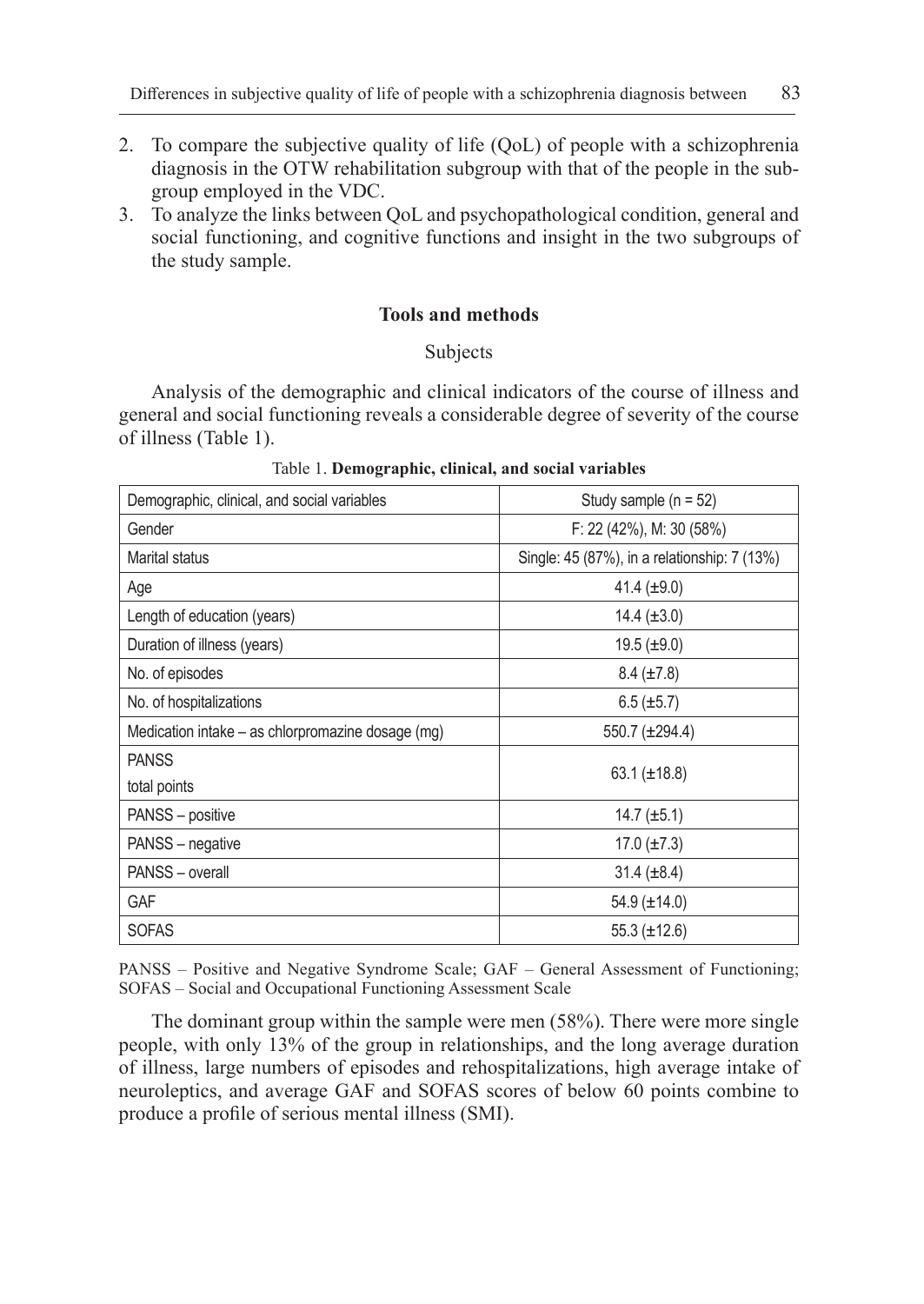2. To compare the subjective quality of life (QoL) of people with a schizophrenia diagnosis in the OTW rehabilitation subgroup with that of the people in the subgroup employed in the VDC.
3. To analyze the links between QoL and psychopathological condition, general and social functioning, and cognitive functions and insight in the two subgroups of the study sample.

## Tools and methods

### Subjects

Analysis of the demographic and clinical indicators of the course of illness and general and social functioning reveals a considerable degree of severity of the course of illness (Table 1).

Table 1. **Demographic, clinical, and social variables**

| Demographic, clinical, and social variables | Study sample (n = 52) |
|---|---|
| Gender | F: 22 (42%), M: 30 (58%) |
| Marital status | Single: 45 (87%), in a relationship: 7 (13%) |
| Age | 41.4 (±9.0) |
| Length of education (years) | 14.4 (±3.0) |
| Duration of illness (years) | 19.5 (±9.0) |
| No. of episodes | 8.4 (±7.8) |
| No. of hospitalizations | 6.5 (±5.7) |
| Medication intake – as chlorpromazine dosage (mg) | 550.7 (±294.4) |
| PANSS total points | 63.1 (±18.8) |
| PANSS – positive | 14.7 (±5.1) |
| PANSS – negative | 17.0 (±7.3) |
| PANSS – overall | 31.4 (±8.4) |
| GAF | 54.9 (±14.0) |
| SOFAS | 55.3 (±12.6) |

PANSS – Positive and Negative Syndrome Scale; GAF – General Assessment of Functioning; SOFAS – Social and Occupational Functioning Assessment Scale

The dominant group within the sample were men (58%). There were more single people, with only 13% of the group in relationships, and the long average duration of illness, large numbers of episodes and rehospitalizations, high average intake of neuroleptics, and average GAF and SOFAS scores of below 60 points combine to produce a profile of serious mental illness (SMI).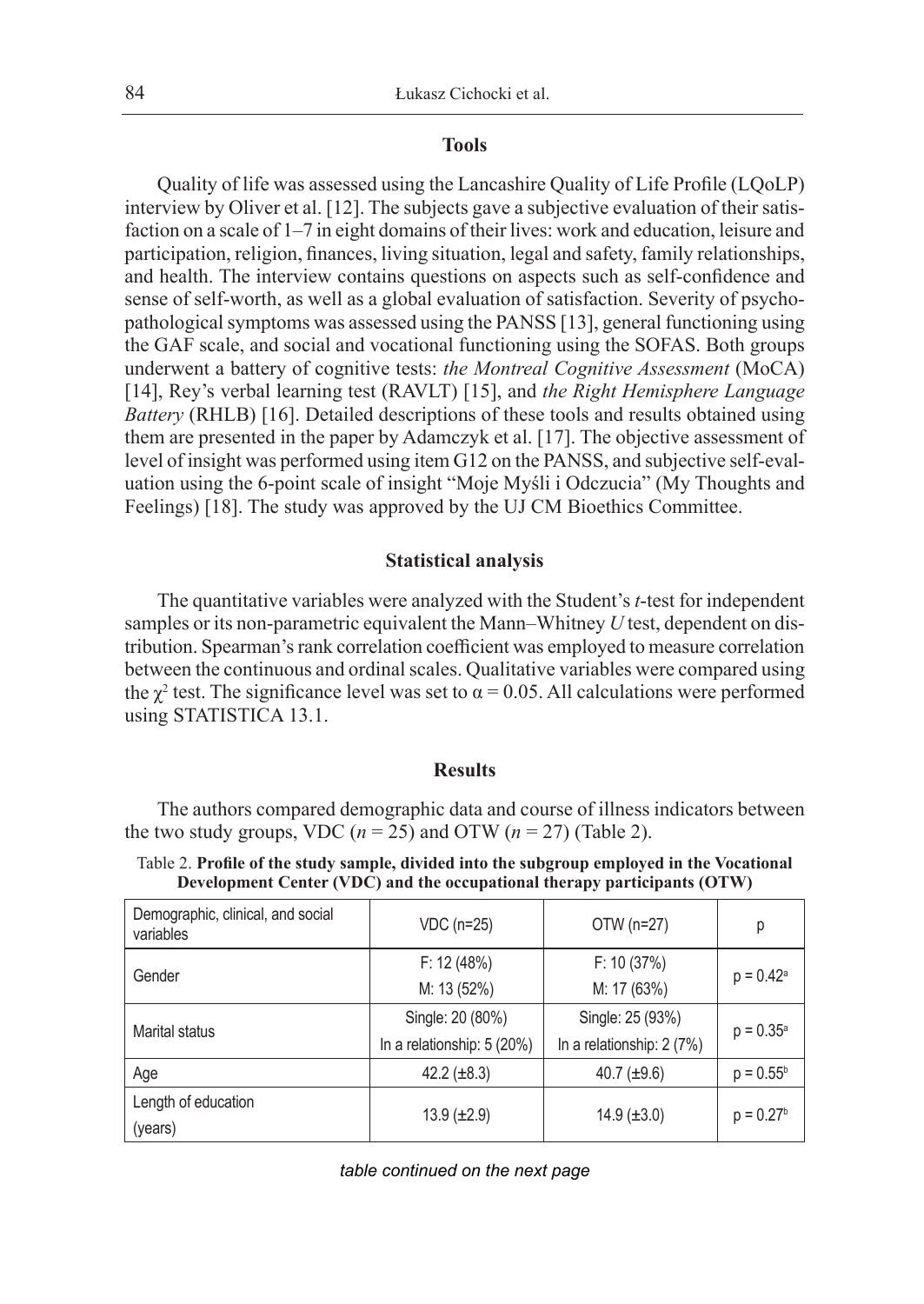### Tools

Quality of life was assessed using the Lancashire Quality of Life Profile (LQoLP) interview by Oliver et al. [12]. The subjects gave a subjective evaluation of their satisfaction on a scale of 1–7 in eight domains of their lives: work and education, leisure and participation, religion, finances, living situation, legal and safety, family relationships, and health. The interview contains questions on aspects such as self-confidence and sense of self-worth, as well as a global evaluation of satisfaction. Severity of psychopathological symptoms was assessed using the PANSS [13], general functioning using the GAF scale, and social and vocational functioning using the SOFAS. Both groups underwent a battery of cognitive tests: *the Montreal Cognitive Assessment* (MoCA) [14], Rey's verbal learning test (RAVLT) [15], and *the Right Hemisphere Language Battery* (RHLB) [16]. Detailed descriptions of these tools and results obtained using them are presented in the paper by Adamczyk et al. [17]. The objective assessment of level of insight was performed using item G12 on the PANSS, and subjective self-evaluation using the 6-point scale of insight "Moje Myśli i Odczucia" (My Thoughts and Feelings) [18]. The study was approved by the UJ CM Bioethics Committee.

### Statistical analysis

The quantitative variables were analyzed with the Student's *t*-test for independent samples or its non-parametric equivalent the Mann–Whitney *U* test, dependent on distribution. Spearman's rank correlation coefficient was employed to measure correlation between the continuous and ordinal scales. Qualitative variables were compared using the $\chi^2$ test. The significance level was set to $\alpha = 0.05$. All calculations were performed using STATISTICA 13.1.

### Results

The authors compared demographic data and course of illness indicators between the two study groups, VDC ($n = 25$) and OTW ($n = 27$) (Table 2).

Table 2. **Profile of the study sample, divided into the subgroup employed in the Vocational Development Center (VDC) and the occupational therapy participants (OTW)**

| Demographic, clinical, and social variables | VDC (n=25) | OTW (n=27) | p |
|---|---|---|---|
| Gender | F: 12 (48%)<br>M: 13 (52%) | F: 10 (37%)<br>M: 17 (63%) | p = 0.42[a] |
| Marital status | Single: 20 (80%)<br>In a relationship: 5 (20%) | Single: 25 (93%)<br>In a relationship: 2 (7%) | p = 0.35[a] |
| Age | 42.2 (±8.3) | 40.7 (±9.6) | p = 0.55[b] |
| Length of education (years) | 13.9 (±2.9) | 14.9 (±3.0) | p = 0.27[b] |

*table continued on the next page*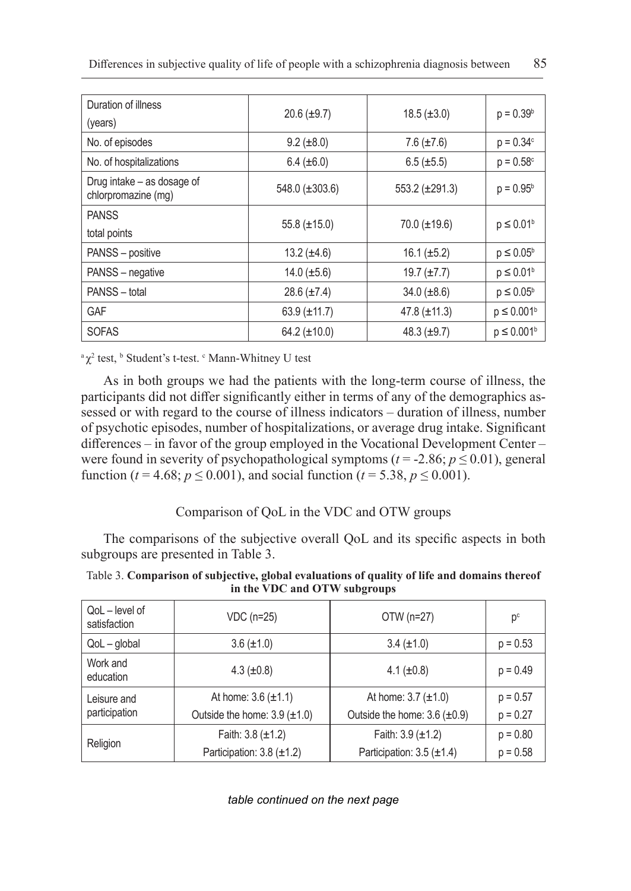| Duration of illness (years) | 20.6 (±9.7) | 18.5 (±3.0) | p = 0.39[b] |
|---|---|---|---|
| No. of episodes | 9.2 (±8.0) | 7.6 (±7.6) | p = 0.34[c] |
| No. of hospitalizations | 6.4 (±6.0) | 6.5 (±5.5) | p = 0.58[c] |
| Drug intake – as dosage of chlorpromazine (mg) | 548.0 (±303.6) | 553.2 (±291.3) | p = 0.95[b] |
| PANSS total points | 55.8 (±15.0) | 70.0 (±19.6) | p ≤ 0.01[b] |
| PANSS – positive | 13.2 (±4.6) | 16.1 (±5.2) | p ≤ 0.05[b] |
| PANSS – negative | 14.0 (±5.6) | 19.7 (±7.7) | p ≤ 0.01[b] |
| PANSS – total | 28.6 (±7.4) | 34.0 (±8.6) | p ≤ 0.05[b] |
| GAF | 63.9 (±11.7) | 47.8 (±11.3) | p ≤ 0.001[b] |
| SOFAS | 64.2 (±10.0) | 48.3 (±9.7) | p ≤ 0.001[b] |

[a] $\chi^2$ test, [b] Student's t-test. [c] Mann-Whitney U test

As in both groups we had the patients with the long-term course of illness, the participants did not differ significantly either in terms of any of the demographics assessed or with regard to the course of illness indicators – duration of illness, number of psychotic episodes, number of hospitalizations, or average drug intake. Significant differences – in favor of the group employed in the Vocational Development Center – were found in severity of psychopathological symptoms ($t = -2.86$; $p \leq 0.01$), general function ($t = 4.68$; $p \leq 0.001$), and social function ($t = 5.38$, $p \leq 0.001$).

## Comparison of QoL in the VDC and OTW groups

The comparisons of the subjective overall QoL and its specific aspects in both subgroups are presented in Table 3.

Table 3. **Comparison of subjective, global evaluations of quality of life and domains thereof in the VDC and OTW subgroups**

| QoL – level of satisfaction | VDC (n=25) | OTW (n=27) | p[c] |
|---|---|---|---|
| QoL – global | 3.6 (±1.0) | 3.4 (±1.0) | p = 0.53 |
| Work and education | 4.3 (±0.8) | 4.1 (±0.8) | p = 0.49 |
| Leisure and participation | At home: 3.6 (±1.1) | At home: 3.7 (±1.0) | p = 0.57 |
| | Outside the home: 3.9 (±1.0) | Outside the home: 3.6 (±0.9) | p = 0.27 |
| Religion | Faith: 3.8 (±1.2) | Faith: 3.9 (±1.2) | p = 0.80 |
| | Participation: 3.8 (±1.2) | Participation: 3.5 (±1.4) | p = 0.58 |

*table continued on the next page*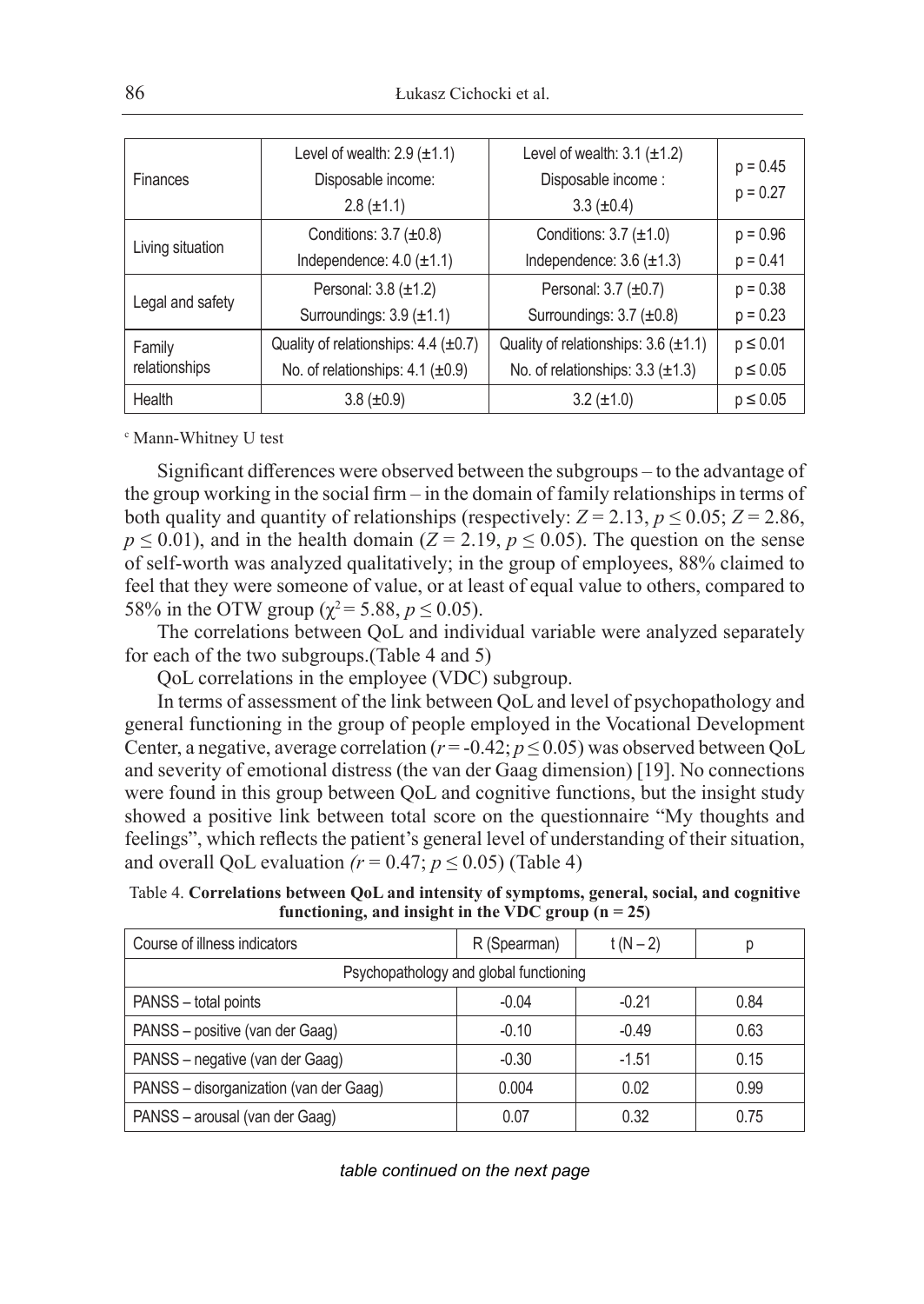| Finances | Level of wealth: 2.9 (±1.1)<br>Disposable income:<br>2.8 (±1.1) | Level of wealth: 3.1 (±1.2)<br>Disposable income :<br>3.3 (±0.4) | p = 0.45<br>p = 0.27 |
|---|---|---|---|
| Living situation | Conditions: 3.7 (±0.8)<br>Independence: 4.0 (±1.1) | Conditions: 3.7 (±1.0)<br>Independence: 3.6 (±1.3) | p = 0.96<br>p = 0.41 |
| Legal and safety | Personal: 3.8 (±1.2)<br>Surroundings: 3.9 (±1.1) | Personal: 3.7 (±0.7)<br>Surroundings: 3.7 (±0.8) | p = 0.38<br>p = 0.23 |
| Family relationships | Quality of relationships: 4.4 (±0.7)<br>No. of relationships: 4.1 (±0.9) | Quality of relationships: 3.6 (±1.1)<br>No. of relationships: 3.3 (±1.3) | p ≤ 0.01<br>p ≤ 0.05 |
| Health | 3.8 (±0.9) | 3.2 (±1.0) | p ≤ 0.05 |

[c] Mann-Whitney U test

Significant differences were observed between the subgroups – to the advantage of the group working in the social firm – in the domain of family relationships in terms of both quality and quantity of relationships (respectively: $Z = 2.13$, $p \leq 0.05$; $Z = 2.86$, $p \leq 0.01$), and in the health domain ($Z = 2.19$, $p \leq 0.05$). The question on the sense of self-worth was analyzed qualitatively; in the group of employees, 88% claimed to feel that they were someone of value, or at least of equal value to others, compared to 58% in the OTW group ($\chi^2 = 5.88$, $p \leq 0.05$).

The correlations between QoL and individual variable were analyzed separately for each of the two subgroups.(Table 4 and 5)

QoL correlations in the employee (VDC) subgroup.

In terms of assessment of the link between QoL and level of psychopathology and general functioning in the group of people employed in the Vocational Development Center, a negative, average correlation ($r = -0.42$; $p \leq 0.05$) was observed between QoL and severity of emotional distress (the van der Gaag dimension) [19]. No connections were found in this group between QoL and cognitive functions, but the insight study showed a positive link between total score on the questionnaire "My thoughts and feelings", which reflects the patient's general level of understanding of their situation, and overall QoL evaluation *(*$r = 0.47$; $p \leq 0.05$) (Table 4)

Table 4. **Correlations between QoL and intensity of symptoms, general, social, and cognitive functioning, and insight in the VDC group (n = 25)**

| Course of illness indicators | R (Spearman) | t (N – 2) | p |
|---|---|---|---|
| Psychopathology and global functioning | | | |
| PANSS – total points | -0.04 | -0.21 | 0.84 |
| PANSS – positive (van der Gaag) | -0.10 | -0.49 | 0.63 |
| PANSS – negative (van der Gaag) | -0.30 | -1.51 | 0.15 |
| PANSS – disorganization (van der Gaag) | 0.004 | 0.02 | 0.99 |
| PANSS – arousal (van der Gaag) | 0.07 | 0.32 | 0.75 |

*table continued on the next page*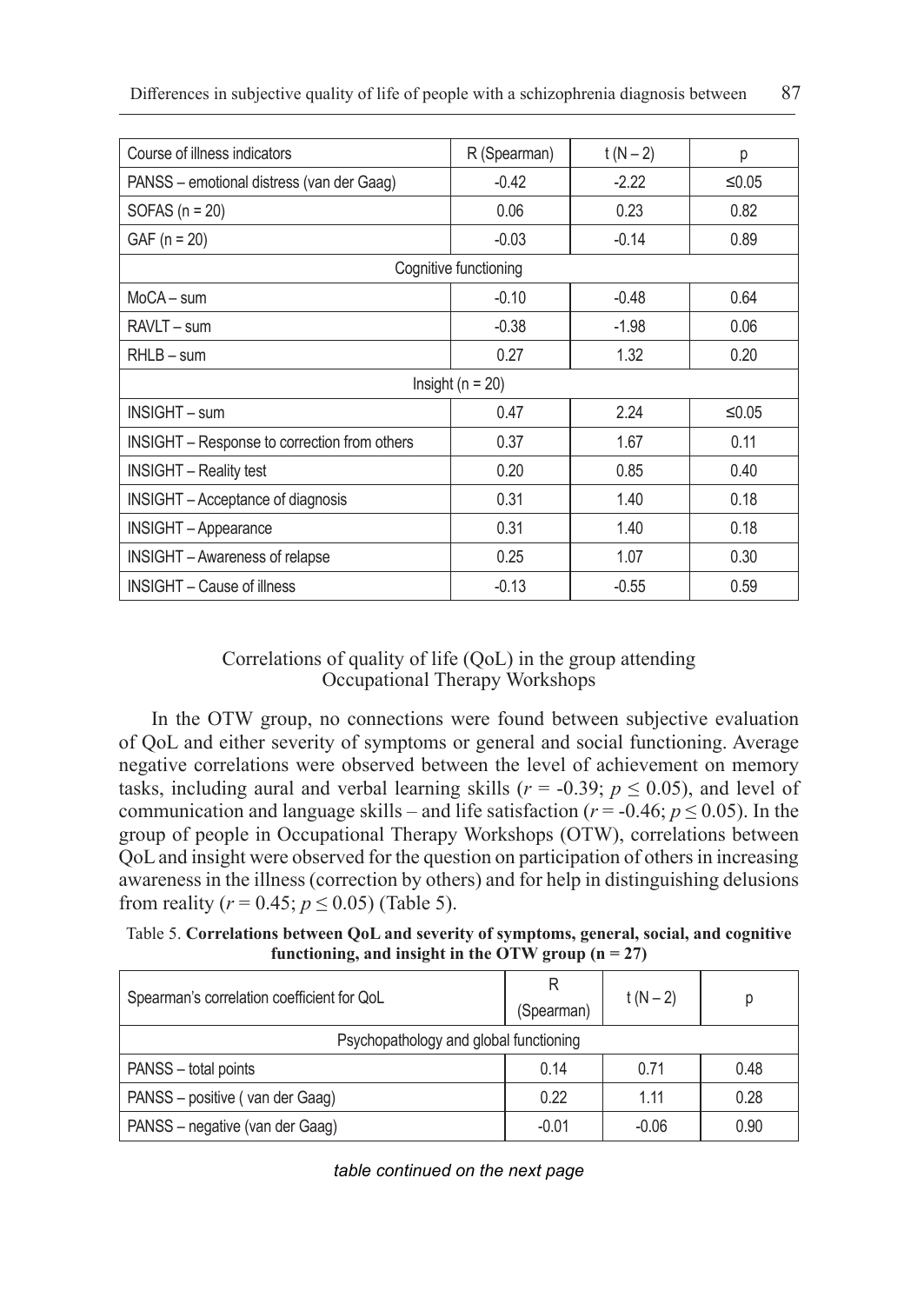| Course of illness indicators | R (Spearman) | t (N – 2) | p |
|---|---|---|---|
| PANSS – emotional distress (van der Gaag) | -0.42 | -2.22 | ≤0.05 |
| SOFAS (n = 20) | 0.06 | 0.23 | 0.82 |
| GAF (n = 20) | -0.03 | -0.14 | 0.89 |
| Cognitive functioning | | | |
| MoCA – sum | -0.10 | -0.48 | 0.64 |
| RAVLT – sum | -0.38 | -1.98 | 0.06 |
| RHLB – sum | 0.27 | 1.32 | 0.20 |
| Insight (n = 20) | | | |
| INSIGHT – sum | 0.47 | 2.24 | ≤0.05 |
| INSIGHT – Response to correction from others | 0.37 | 1.67 | 0.11 |
| INSIGHT – Reality test | 0.20 | 0.85 | 0.40 |
| INSIGHT – Acceptance of diagnosis | 0.31 | 1.40 | 0.18 |
| INSIGHT – Appearance | 0.31 | 1.40 | 0.18 |
| INSIGHT – Awareness of relapse | 0.25 | 1.07 | 0.30 |
| INSIGHT – Cause of illness | -0.13 | -0.55 | 0.59 |

### Correlations of quality of life (QoL) in the group attending Occupational Therapy Workshops

In the OTW group, no connections were found between subjective evaluation of QoL and either severity of symptoms or general and social functioning. Average negative correlations were observed between the level of achievement on memory tasks, including aural and verbal learning skills ($r = -0.39$; $p \leq 0.05$), and level of communication and language skills – and life satisfaction ($r = -0.46$; $p \leq 0.05$). In the group of people in Occupational Therapy Workshops (OTW), correlations between QoL and insight were observed for the question on participation of others in increasing awareness in the illness (correction by others) and for help in distinguishing delusions from reality ($r = 0.45$; $p \leq 0.05$) (Table 5).

Table 5. **Correlations between QoL and severity of symptoms, general, social, and cognitive functioning, and insight in the OTW group (n = 27)**

| Spearman's correlation coefficient for QoL | R (Spearman) | t (N – 2) | p |
|---|---|---|---|
| Psychopathology and global functioning | | | |
| PANSS – total points | 0.14 | 0.71 | 0.48 |
| PANSS – positive ( van der Gaag) | 0.22 | 1.11 | 0.28 |
| PANSS – negative (van der Gaag) | -0.01 | -0.06 | 0.90 |

*table continued on the next page*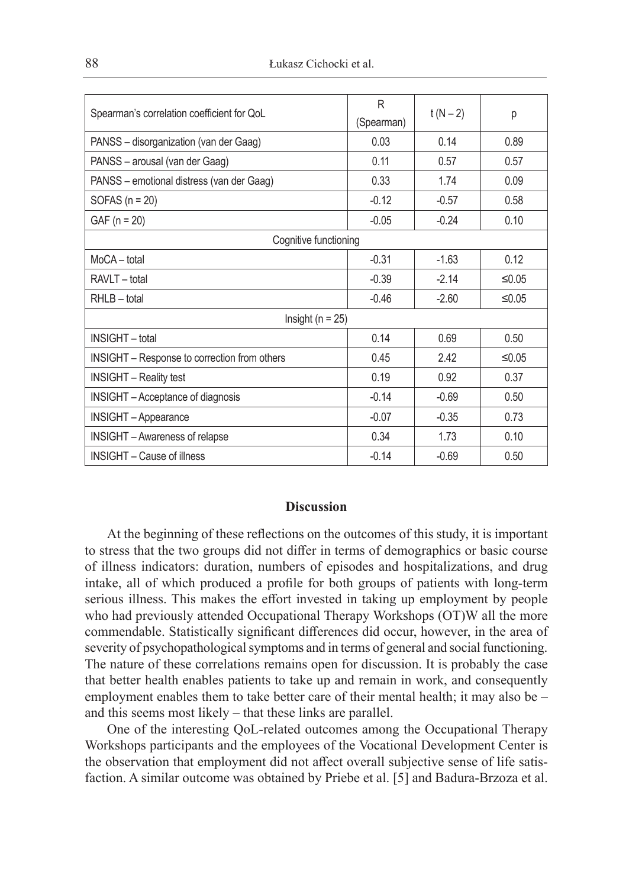| Spearman's correlation coefficient for QoL | R (Spearman) | t (N – 2) | p |
|---|---|---|---|
| PANSS – disorganization (van der Gaag) | 0.03 | 0.14 | 0.89 |
| PANSS – arousal (van der Gaag) | 0.11 | 0.57 | 0.57 |
| PANSS – emotional distress (van der Gaag) | 0.33 | 1.74 | 0.09 |
| SOFAS (n = 20) | -0.12 | -0.57 | 0.58 |
| GAF (n = 20) | -0.05 | -0.24 | 0.10 |
| Cognitive functioning | | | |
| MoCA – total | -0.31 | -1.63 | 0.12 |
| RAVLT – total | -0.39 | -2.14 | ≤0.05 |
| RHLB – total | -0.46 | -2.60 | ≤0.05 |
| Insight (n = 25) | | | |
| INSIGHT – total | 0.14 | 0.69 | 0.50 |
| INSIGHT – Response to correction from others | 0.45 | 2.42 | ≤0.05 |
| INSIGHT – Reality test | 0.19 | 0.92 | 0.37 |
| INSIGHT – Acceptance of diagnosis | -0.14 | -0.69 | 0.50 |
| INSIGHT – Appearance | -0.07 | -0.35 | 0.73 |
| INSIGHT – Awareness of relapse | 0.34 | 1.73 | 0.10 |
| INSIGHT – Cause of illness | -0.14 | -0.69 | 0.50 |

## Discussion

At the beginning of these reflections on the outcomes of this study, it is important to stress that the two groups did not differ in terms of demographics or basic course of illness indicators: duration, numbers of episodes and hospitalizations, and drug intake, all of which produced a profile for both groups of patients with long-term serious illness. This makes the effort invested in taking up employment by people who had previously attended Occupational Therapy Workshops (OT)W all the more commendable. Statistically significant differences did occur, however, in the area of severity of psychopathological symptoms and in terms of general and social functioning. The nature of these correlations remains open for discussion. It is probably the case that better health enables patients to take up and remain in work, and consequently employment enables them to take better care of their mental health; it may also be – and this seems most likely – that these links are parallel.

One of the interesting QoL-related outcomes among the Occupational Therapy Workshops participants and the employees of the Vocational Development Center is the observation that employment did not affect overall subjective sense of life satisfaction. A similar outcome was obtained by Priebe et al. [5] and Badura-Brzoza et al.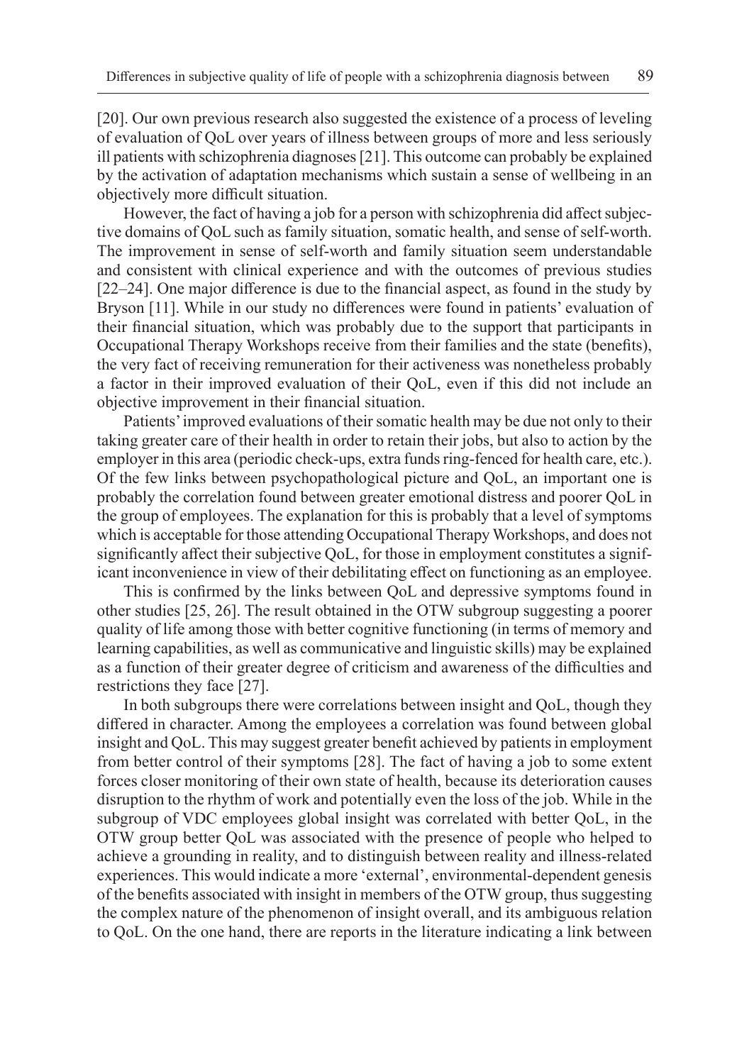[20]. Our own previous research also suggested the existence of a process of leveling of evaluation of QoL over years of illness between groups of more and less seriously ill patients with schizophrenia diagnoses [21]. This outcome can probably be explained by the activation of adaptation mechanisms which sustain a sense of wellbeing in an objectively more difficult situation.

However, the fact of having a job for a person with schizophrenia did affect subjective domains of QoL such as family situation, somatic health, and sense of self-worth. The improvement in sense of self-worth and family situation seem understandable and consistent with clinical experience and with the outcomes of previous studies [22–24]. One major difference is due to the financial aspect, as found in the study by Bryson [11]. While in our study no differences were found in patients' evaluation of their financial situation, which was probably due to the support that participants in Occupational Therapy Workshops receive from their families and the state (benefits), the very fact of receiving remuneration for their activeness was nonetheless probably a factor in their improved evaluation of their QoL, even if this did not include an objective improvement in their financial situation.

Patients' improved evaluations of their somatic health may be due not only to their taking greater care of their health in order to retain their jobs, but also to action by the employer in this area (periodic check-ups, extra funds ring-fenced for health care, etc.). Of the few links between psychopathological picture and QoL, an important one is probably the correlation found between greater emotional distress and poorer QoL in the group of employees. The explanation for this is probably that a level of symptoms which is acceptable for those attending Occupational Therapy Workshops, and does not significantly affect their subjective QoL, for those in employment constitutes a significant inconvenience in view of their debilitating effect on functioning as an employee.

This is confirmed by the links between QoL and depressive symptoms found in other studies [25, 26]. The result obtained in the OTW subgroup suggesting a poorer quality of life among those with better cognitive functioning (in terms of memory and learning capabilities, as well as communicative and linguistic skills) may be explained as a function of their greater degree of criticism and awareness of the difficulties and restrictions they face [27].

In both subgroups there were correlations between insight and QoL, though they differed in character. Among the employees a correlation was found between global insight and QoL. This may suggest greater benefit achieved by patients in employment from better control of their symptoms [28]. The fact of having a job to some extent forces closer monitoring of their own state of health, because its deterioration causes disruption to the rhythm of work and potentially even the loss of the job. While in the subgroup of VDC employees global insight was correlated with better QoL, in the OTW group better QoL was associated with the presence of people who helped to achieve a grounding in reality, and to distinguish between reality and illness-related experiences. This would indicate a more 'external', environmental-dependent genesis of the benefits associated with insight in members of the OTW group, thus suggesting the complex nature of the phenomenon of insight overall, and its ambiguous relation to QoL. On the one hand, there are reports in the literature indicating a link between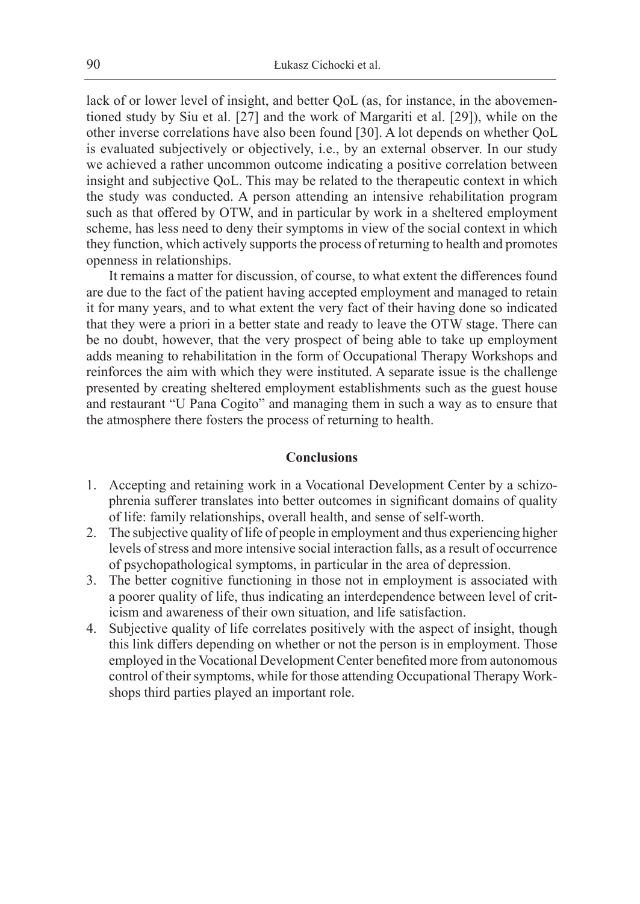lack of or lower level of insight, and better QoL (as, for instance, in the abovementioned study by Siu et al. [27] and the work of Margariti et al. [29]), while on the other inverse correlations have also been found [30]. A lot depends on whether QoL is evaluated subjectively or objectively, i.e., by an external observer. In our study we achieved a rather uncommon outcome indicating a positive correlation between insight and subjective QoL. This may be related to the therapeutic context in which the study was conducted. A person attending an intensive rehabilitation program such as that offered by OTW, and in particular by work in a sheltered employment scheme, has less need to deny their symptoms in view of the social context in which they function, which actively supports the process of returning to health and promotes openness in relationships.

It remains a matter for discussion, of course, to what extent the differences found are due to the fact of the patient having accepted employment and managed to retain it for many years, and to what extent the very fact of their having done so indicated that they were a priori in a better state and ready to leave the OTW stage. There can be no doubt, however, that the very prospect of being able to take up employment adds meaning to rehabilitation in the form of Occupational Therapy Workshops and reinforces the aim with which they were instituted. A separate issue is the challenge presented by creating sheltered employment establishments such as the guest house and restaurant "U Pana Cogito" and managing them in such a way as to ensure that the atmosphere there fosters the process of returning to health.

## Conclusions

1. Accepting and retaining work in a Vocational Development Center by a schizophrenia sufferer translates into better outcomes in significant domains of quality of life: family relationships, overall health, and sense of self-worth.
2. The subjective quality of life of people in employment and thus experiencing higher levels of stress and more intensive social interaction falls, as a result of occurrence of psychopathological symptoms, in particular in the area of depression.
3. The better cognitive functioning in those not in employment is associated with a poorer quality of life, thus indicating an interdependence between level of criticism and awareness of their own situation, and life satisfaction.
4. Subjective quality of life correlates positively with the aspect of insight, though this link differs depending on whether or not the person is in employment. Those employed in the Vocational Development Center benefited more from autonomous control of their symptoms, while for those attending Occupational Therapy Workshops third parties played an important role.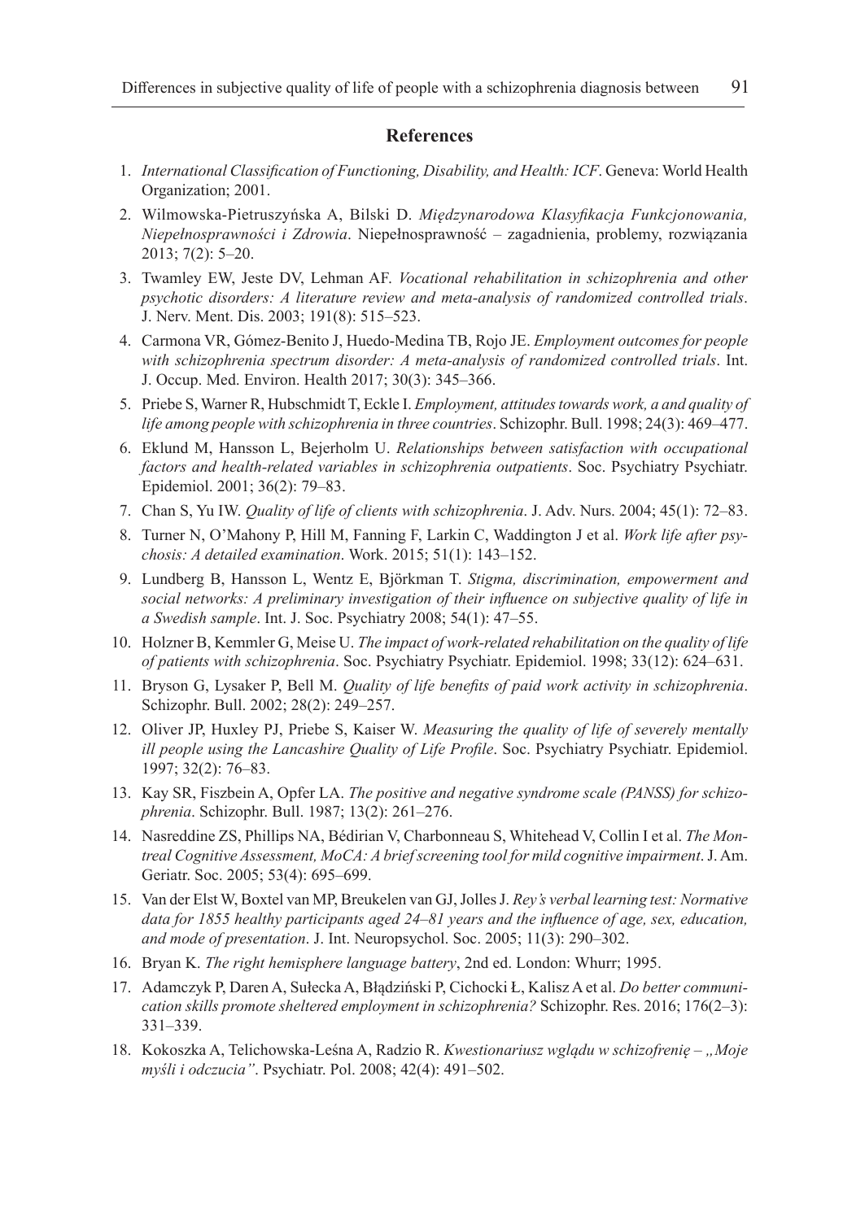## References

1. *International Classification of Functioning, Disability, and Health: ICF*. Geneva: World Health Organization; 2001.
2. Wilmowska-Pietruszyńska A, Bilski D. *Międzynarodowa Klasyfikacja Funkcjonowania, Niepełnosprawności i Zdrowia*. Niepełnosprawność – zagadnienia, problemy, rozwiązania 2013; 7(2): 5–20.
3. Twamley EW, Jeste DV, Lehman AF. *Vocational rehabilitation in schizophrenia and other psychotic disorders: A literature review and meta-analysis of randomized controlled trials*. J. Nerv. Ment. Dis. 2003; 191(8): 515–523.
4. Carmona VR, Gómez-Benito J, Huedo-Medina TB, Rojo JE. *Employment outcomes for people with schizophrenia spectrum disorder: A meta-analysis of randomized controlled trials*. Int. J. Occup. Med. Environ. Health 2017; 30(3): 345–366.
5. Priebe S, Warner R, Hubschmidt T, Eckle I. *Employment, attitudes towards work, a and quality of life among people with schizophrenia in three countries*. Schizophr. Bull. 1998; 24(3): 469–477.
6. Eklund M, Hansson L, Bejerholm U. *Relationships between satisfaction with occupational factors and health-related variables in schizophrenia outpatients*. Soc. Psychiatry Psychiatr. Epidemiol. 2001; 36(2): 79–83.
7. Chan S, Yu IW. *Quality of life of clients with schizophrenia*. J. Adv. Nurs. 2004; 45(1): 72–83.
8. Turner N, O'Mahony P, Hill M, Fanning F, Larkin C, Waddington J et al. *Work life after psychosis: A detailed examination*. Work. 2015; 51(1): 143–152.
9. Lundberg B, Hansson L, Wentz E, Björkman T. *Stigma, discrimination, empowerment and social networks: A preliminary investigation of their influence on subjective quality of life in a Swedish sample*. Int. J. Soc. Psychiatry 2008; 54(1): 47–55.
10. Holzner B, Kemmler G, Meise U. *The impact of work-related rehabilitation on the quality of life of patients with schizophrenia*. Soc. Psychiatry Psychiatr. Epidemiol. 1998; 33(12): 624–631.
11. Bryson G, Lysaker P, Bell M. *Quality of life benefits of paid work activity in schizophrenia*. Schizophr. Bull. 2002; 28(2): 249–257.
12. Oliver JP, Huxley PJ, Priebe S, Kaiser W. *Measuring the quality of life of severely mentally ill people using the Lancashire Quality of Life Profile*. Soc. Psychiatry Psychiatr. Epidemiol. 1997; 32(2): 76–83.
13. Kay SR, Fiszbein A, Opfer LA. *The positive and negative syndrome scale (PANSS) for schizophrenia*. Schizophr. Bull. 1987; 13(2): 261–276.
14. Nasreddine ZS, Phillips NA, Bédirian V, Charbonneau S, Whitehead V, Collin I et al. *The Montreal Cognitive Assessment, MoCA: A brief screening tool for mild cognitive impairment*. J. Am. Geriatr. Soc. 2005; 53(4): 695–699.
15. Van der Elst W, Boxtel van MP, Breukelen van GJ, Jolles J. *Rey's verbal learning test: Normative data for 1855 healthy participants aged 24–81 years and the influence of age, sex, education, and mode of presentation*. J. Int. Neuropsychol. Soc. 2005; 11(3): 290–302.
16. Bryan K. *The right hemisphere language battery*, 2nd ed. London: Whurr; 1995.
17. Adamczyk P, Daren A, Sułecka A, Błądziński P, Cichocki Ł, Kalisz A et al. *Do better communication skills promote sheltered employment in schizophrenia?* Schizophr. Res. 2016; 176(2–3): 331–339.
18. Kokoszka A, Telichowska-Leśna A, Radzio R. *Kwestionariusz wglądu w schizofrenię – „Moje myśli i odczucia"*. Psychiatr. Pol. 2008; 42(4): 491–502.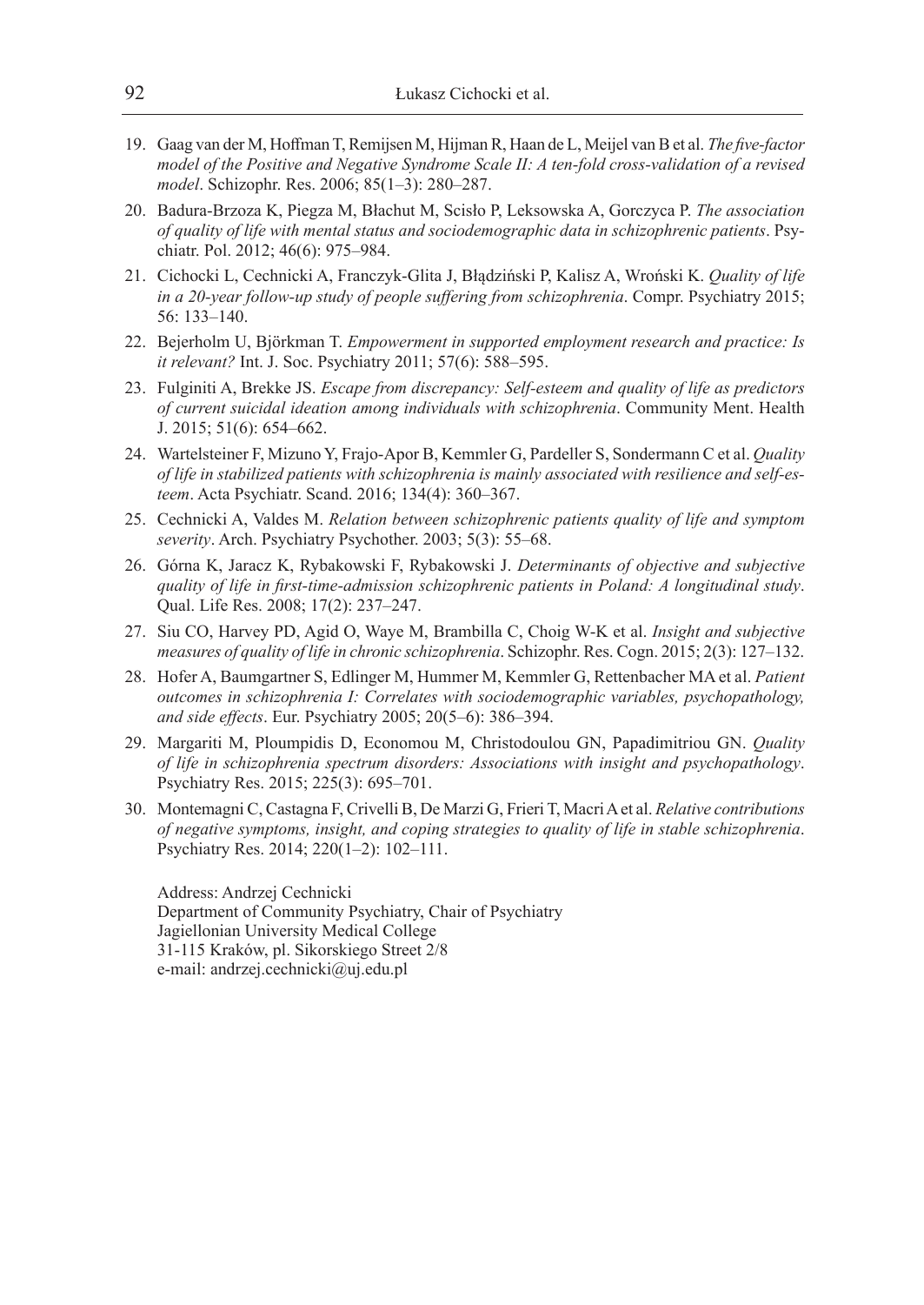19. Gaag van der M, Hoffman T, Remijsen M, Hijman R, Haan de L, Meijel van B et al. *The five-factor model of the Positive and Negative Syndrome Scale II: A ten-fold cross-validation of a revised model*. Schizophr. Res. 2006; 85(1–3): 280–287.

20. Badura-Brzoza K, Piegza M, Błachut M, Scisło P, Leksowska A, Gorczyca P. *The association of quality of life with mental status and sociodemographic data in schizophrenic patients*. Psychiatr. Pol. 2012; 46(6): 975–984.

21. Cichocki L, Cechnicki A, Franczyk-Glita J, Błądziński P, Kalisz A, Wroński K. *Quality of life in a 20-year follow-up study of people suffering from schizophrenia*. Compr. Psychiatry 2015; 56: 133–140.

22. Bejerholm U, Björkman T. *Empowerment in supported employment research and practice: Is it relevant?* Int. J. Soc. Psychiatry 2011; 57(6): 588–595.

23. Fulginiti A, Brekke JS. *Escape from discrepancy: Self-esteem and quality of life as predictors of current suicidal ideation among individuals with schizophrenia*. Community Ment. Health J. 2015; 51(6): 654–662.

24. Wartelsteiner F, Mizuno Y, Frajo-Apor B, Kemmler G, Pardeller S, Sondermann C et al. *Quality of life in stabilized patients with schizophrenia is mainly associated with resilience and self-esteem*. Acta Psychiatr. Scand. 2016; 134(4): 360–367.

25. Cechnicki A, Valdes M. *Relation between schizophrenic patients quality of life and symptom severity*. Arch. Psychiatry Psychother. 2003; 5(3): 55–68.

26. Górna K, Jaracz K, Rybakowski F, Rybakowski J. *Determinants of objective and subjective quality of life in first-time-admission schizophrenic patients in Poland: A longitudinal study*. Qual. Life Res. 2008; 17(2): 237–247.

27. Siu CO, Harvey PD, Agid O, Waye M, Brambilla C, Choig W-K et al. *Insight and subjective measures of quality of life in chronic schizophrenia*. Schizophr. Res. Cogn. 2015; 2(3): 127–132.

28. Hofer A, Baumgartner S, Edlinger M, Hummer M, Kemmler G, Rettenbacher MA et al. *Patient outcomes in schizophrenia I: Correlates with sociodemographic variables, psychopathology, and side effects*. Eur. Psychiatry 2005; 20(5–6): 386–394.

29. Margariti M, Ploumpidis D, Economou M, Christodoulou GN, Papadimitriou GN. *Quality of life in schizophrenia spectrum disorders: Associations with insight and psychopathology*. Psychiatry Res. 2015; 225(3): 695–701.

30. Montemagni C, Castagna F, Crivelli B, De Marzi G, Frieri T, Macri A et al. *Relative contributions of negative symptoms, insight, and coping strategies to quality of life in stable schizophrenia*. Psychiatry Res. 2014; 220(1–2): 102–111.

Address: Andrzej Cechnicki
Department of Community Psychiatry, Chair of Psychiatry
Jagiellonian University Medical College
31-115 Kraków, pl. Sikorskiego Street 2/8
e-mail: andrzej.cechnicki@uj.edu.pl